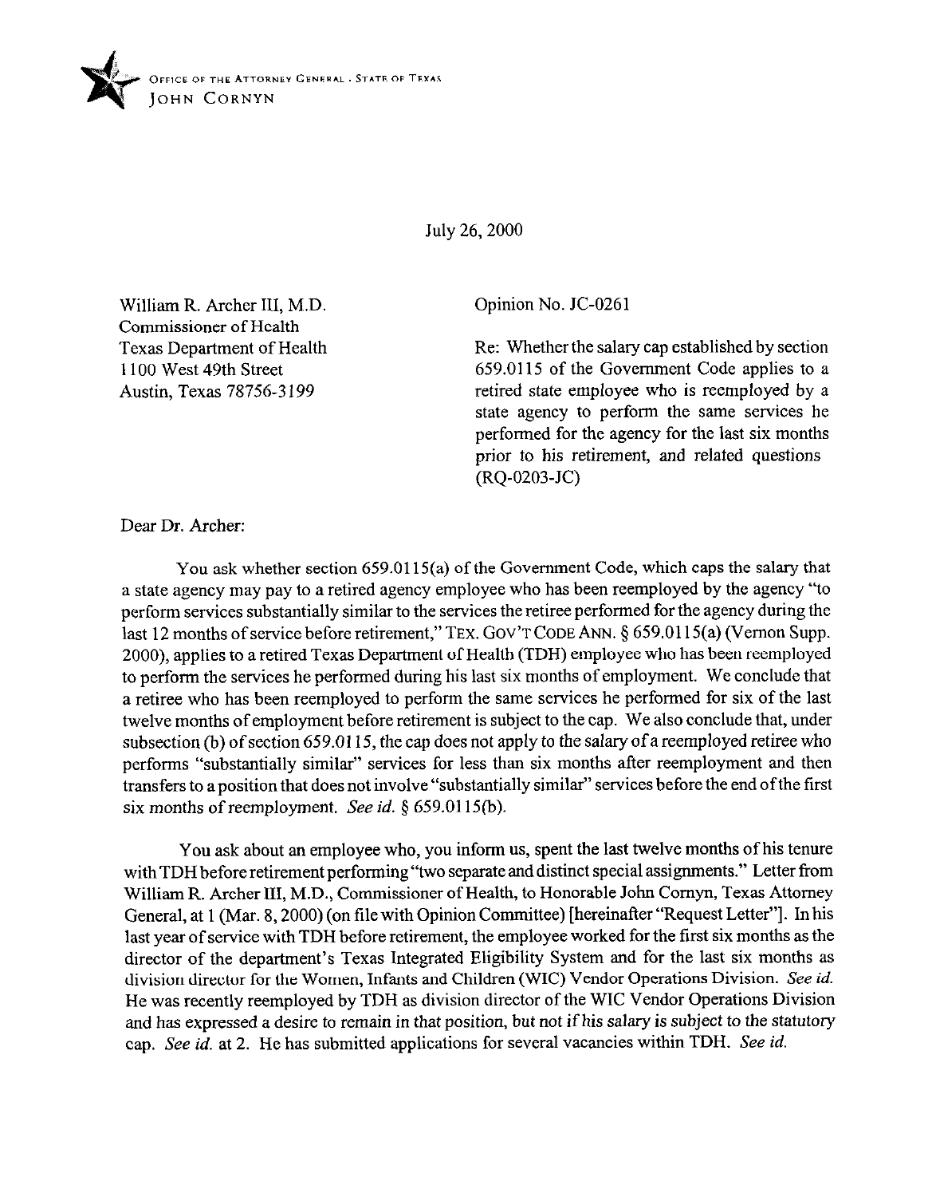OFFICE OF THE ATTORNEY GENERAL · STATE OF TEXAS
JOHN CORNYN

July 26, 2000

William R. Archer III, M.D.
Commissioner of Health
Texas Department of Health
1100 West 49th Street
Austin, Texas 78756-3199

Opinion No. JC-0261

Re: Whether the salary cap established by section 659.0115 of the Government Code applies to a retired state employee who is reemployed by a state agency to perform the same services he performed for the agency for the last six months prior to his retirement, and related questions (RQ-0203-JC)

Dear Dr. Archer:

You ask whether section 659.0115(a) of the Government Code, which caps the salary that a state agency may pay to a retired agency employee who has been reemployed by the agency "to perform services substantially similar to the services the retiree performed for the agency during the last 12 months of service before retirement," TEX. GOV'T CODE ANN. § 659.0115(a) (Vernon Supp. 2000), applies to a retired Texas Department of Health (TDH) employee who has been reemployed to perform the services he performed during his last six months of employment. We conclude that a retiree who has been reemployed to perform the same services he performed for six of the last twelve months of employment before retirement is subject to the cap. We also conclude that, under subsection (b) of section 659.0115, the cap does not apply to the salary of a reemployed retiree who performs "substantially similar" services for less than six months after reemployment and then transfers to a position that does not involve "substantially similar" services before the end of the first six months of reemployment. *See id.* § 659.0115(b).

You ask about an employee who, you inform us, spent the last twelve months of his tenure with TDH before retirement performing "two separate and distinct special assignments." Letter from William R. Archer III, M.D., Commissioner of Health, to Honorable John Cornyn, Texas Attorney General, at 1 (Mar. 8, 2000) (on file with Opinion Committee) [hereinafter "Request Letter"]. In his last year of service with TDH before retirement, the employee worked for the first six months as the director of the department's Texas Integrated Eligibility System and for the last six months as division director for the Women, Infants and Children (WIC) Vendor Operations Division. *See id.* He was recently reemployed by TDH as division director of the WIC Vendor Operations Division and has expressed a desire to remain in that position, but not if his salary is subject to the statutory cap. *See id.* at 2. He has submitted applications for several vacancies within TDH. *See id.*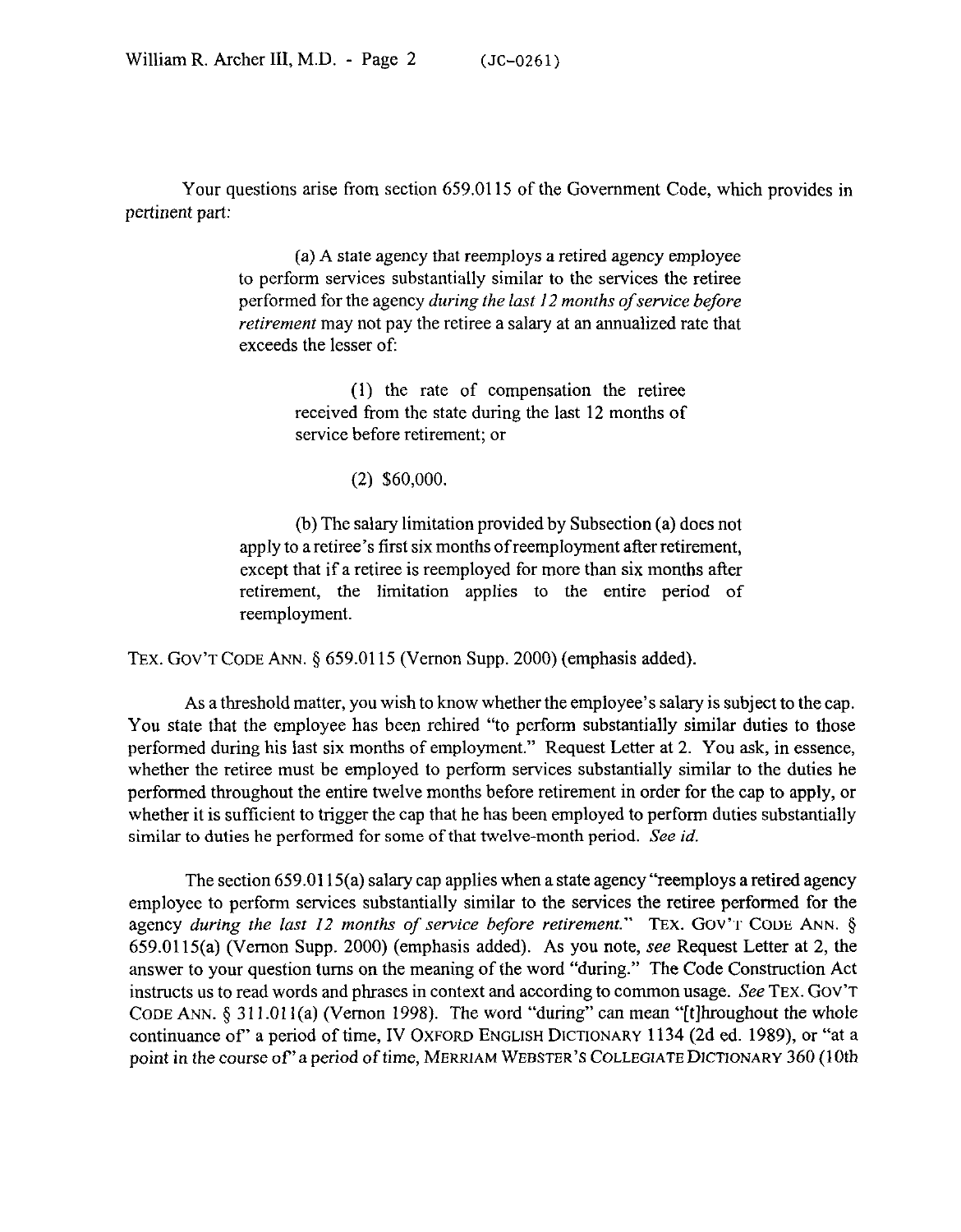Your questions arise from section 659.0115 of the Government Code, which provides in pertinent part:

> (a) A state agency that reemploys a retired agency employee to perform services substantially similar to the services the retiree performed for the agency *during the last 12 months of service before retirement* may not pay the retiree a salary at an annualized rate that exceeds the lesser of:
>
> > (1) the rate of compensation the retiree received from the state during the last 12 months of service before retirement; or
> >
> > (2) $60,000.
>
> (b) The salary limitation provided by Subsection (a) does not apply to a retiree's first six months of reemployment after retirement, except that if a retiree is reemployed for more than six months after retirement, the limitation applies to the entire period of reemployment.

TEX. GOV'T CODE ANN. § 659.0115 (Vernon Supp. 2000) (emphasis added).

As a threshold matter, you wish to know whether the employee's salary is subject to the cap. You state that the employee has been rehired "to perform substantially similar duties to those performed during his last six months of employment." Request Letter at 2. You ask, in essence, whether the retiree must be employed to perform services substantially similar to the duties he performed throughout the entire twelve months before retirement in order for the cap to apply, or whether it is sufficient to trigger the cap that he has been employed to perform duties substantially similar to duties he performed for some of that twelve-month period. *See id.*

The section 659.0115(a) salary cap applies when a state agency "reemploys a retired agency employee to perform services substantially similar to the services the retiree performed for the agency *during the last 12 months of service before retirement.*" TEX. GOV'T CODE ANN. § 659.0115(a) (Vernon Supp. 2000) (emphasis added). As you note, *see* Request Letter at 2, the answer to your question turns on the meaning of the word "during." The Code Construction Act instructs us to read words and phrases in context and according to common usage. *See* TEX. GOV'T CODE ANN. § 311.011(a) (Vernon 1998). The word "during" can mean "[t]hroughout the whole continuance of" a period of time, IV OXFORD ENGLISH DICTIONARY 1134 (2d ed. 1989), or "at a point in the course of" a period of time, MERRIAM WEBSTER'S COLLEGIATE DICTIONARY 360 (10th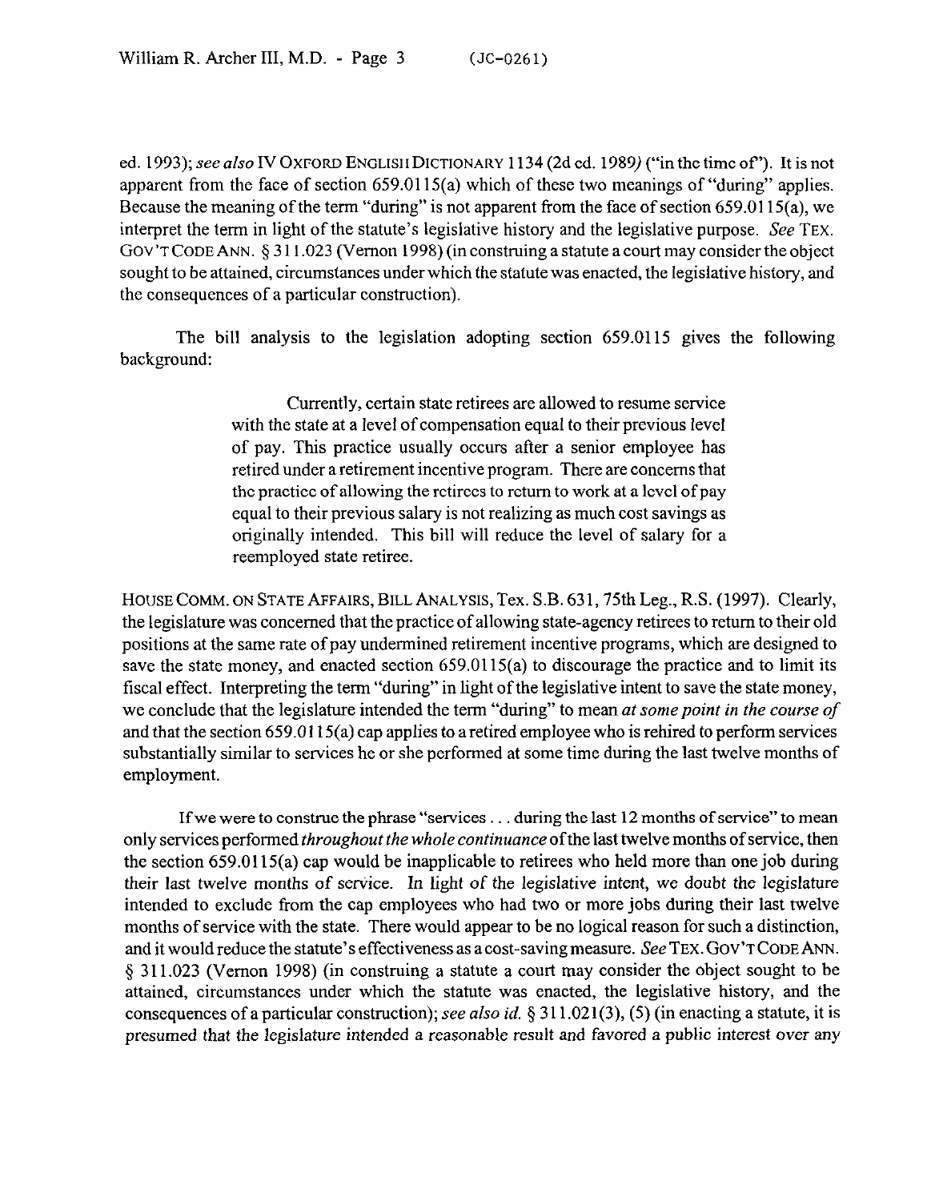ed. 1993); *see also* IV OXFORD ENGLISH DICTIONARY 1134 (2d ed. 1989) ("in the time of"). It is not apparent from the face of section 659.0115(a) which of these two meanings of "during" applies. Because the meaning of the term "during" is not apparent from the face of section 659.0115(a), we interpret the term in light of the statute's legislative history and the legislative purpose. *See* TEX. GOV'T CODE ANN. § 311.023 (Vernon 1998) (in construing a statute a court may consider the object sought to be attained, circumstances under which the statute was enacted, the legislative history, and the consequences of a particular construction).

The bill analysis to the legislation adopting section 659.0115 gives the following background:

> Currently, certain state retirees are allowed to resume service with the state at a level of compensation equal to their previous level of pay. This practice usually occurs after a senior employee has retired under a retirement incentive program. There are concerns that the practice of allowing the retirees to return to work at a level of pay equal to their previous salary is not realizing as much cost savings as originally intended. This bill will reduce the level of salary for a reemployed state retiree.

HOUSE COMM. ON STATE AFFAIRS, BILL ANALYSIS, Tex. S.B. 631, 75th Leg., R.S. (1997). Clearly, the legislature was concerned that the practice of allowing state-agency retirees to return to their old positions at the same rate of pay undermined retirement incentive programs, which are designed to save the state money, and enacted section 659.0115(a) to discourage the practice and to limit its fiscal effect. Interpreting the term "during" in light of the legislative intent to save the state money, we conclude that the legislature intended the term "during" to mean *at some point in the course of* and that the section 659.0115(a) cap applies to a retired employee who is rehired to perform services substantially similar to services he or she performed at some time during the last twelve months of employment.

If we were to construe the phrase "services . . . during the last 12 months of service" to mean only services performed *throughout the whole continuance* of the last twelve months of service, then the section 659.0115(a) cap would be inapplicable to retirees who held more than one job during their last twelve months of service. In light of the legislative intent, we doubt the legislature intended to exclude from the cap employees who had two or more jobs during their last twelve months of service with the state. There would appear to be no logical reason for such a distinction, and it would reduce the statute's effectiveness as a cost-saving measure. *See* TEX. GOV'T CODE ANN. § 311.023 (Vernon 1998) (in construing a statute a court may consider the object sought to be attained, circumstances under which the statute was enacted, the legislative history, and the consequences of a particular construction); *see also id.* § 311.021(3), (5) (in enacting a statute, it is presumed that the legislature intended a reasonable result and favored a public interest over any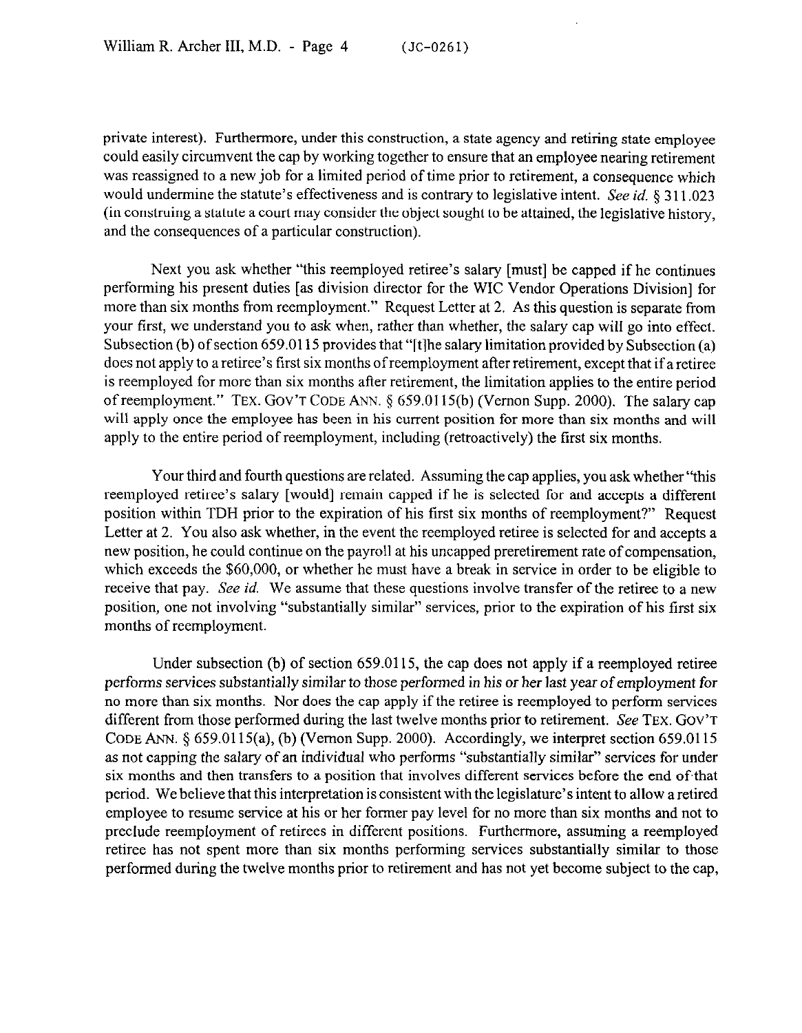private interest). Furthermore, under this construction, a state agency and retiring state employee could easily circumvent the cap by working together to ensure that an employee nearing retirement was reassigned to a new job for a limited period of time prior to retirement, a consequence which would undermine the statute's effectiveness and is contrary to legislative intent. *See id.* § 311.023 (in construing a statute a court may consider the object sought to be attained, the legislative history, and the consequences of a particular construction).

Next you ask whether "this reemployed retiree's salary [must] be capped if he continues performing his present duties [as division director for the WIC Vendor Operations Division] for more than six months from reemployment." Request Letter at 2. As this question is separate from your first, we understand you to ask when, rather than whether, the salary cap will go into effect. Subsection (b) of section 659.0115 provides that "[t]he salary limitation provided by Subsection (a) does not apply to a retiree's first six months of reemployment after retirement, except that if a retiree is reemployed for more than six months after retirement, the limitation applies to the entire period of reemployment." TEX. GOV'T CODE ANN. § 659.0115(b) (Vernon Supp. 2000). The salary cap will apply once the employee has been in his current position for more than six months and will apply to the entire period of reemployment, including (retroactively) the first six months.

Your third and fourth questions are related. Assuming the cap applies, you ask whether "this reemployed retiree's salary [would] remain capped if he is selected for and accepts a different position within TDH prior to the expiration of his first six months of reemployment?" Request Letter at 2. You also ask whether, in the event the reemployed retiree is selected for and accepts a new position, he could continue on the payroll at his uncapped preretirement rate of compensation, which exceeds the $60,000, or whether he must have a break in service in order to be eligible to receive that pay. *See id.* We assume that these questions involve transfer of the retiree to a new position, one not involving "substantially similar" services, prior to the expiration of his first six months of reemployment.

Under subsection (b) of section 659.0115, the cap does not apply if a reemployed retiree performs services substantially similar to those performed in his or her last year of employment for no more than six months. Nor does the cap apply if the retiree is reemployed to perform services different from those performed during the last twelve months prior to retirement. *See* TEX. GOV'T CODE ANN. § 659.0115(a), (b) (Vernon Supp. 2000). Accordingly, we interpret section 659.0115 as not capping the salary of an individual who performs "substantially similar" services for under six months and then transfers to a position that involves different services before the end of that period. We believe that this interpretation is consistent with the legislature's intent to allow a retired employee to resume service at his or her former pay level for no more than six months and not to preclude reemployment of retirees in different positions. Furthermore, assuming a reemployed retiree has not spent more than six months performing services substantially similar to those performed during the twelve months prior to retirement and has not yet become subject to the cap,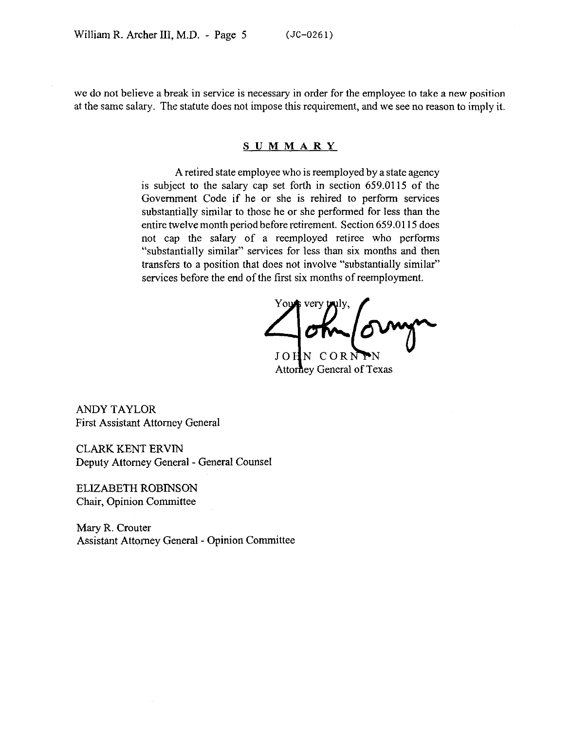we do not believe a break in service is necessary in order for the employee to take a new position at the same salary. The statute does not impose this requirement, and we see no reason to imply it.

## SUMMARY

A retired state employee who is reemployed by a state agency is subject to the salary cap set forth in section 659.0115 of the Government Code if he or she is rehired to perform services substantially similar to those he or she performed for less than the entire twelve month period before retirement. Section 659.0115 does not cap the salary of a reemployed retiree who performs "substantially similar" services for less than six months and then transfers to a position that does not involve "substantially similar" services before the end of the first six months of reemployment.

Yours very truly,

JOHN CORNYN
Attorney General of Texas

ANDY TAYLOR
First Assistant Attorney General

CLARK KENT ERVIN
Deputy Attorney General - General Counsel

ELIZABETH ROBINSON
Chair, Opinion Committee

Mary R. Crouter
Assistant Attorney General - Opinion Committee